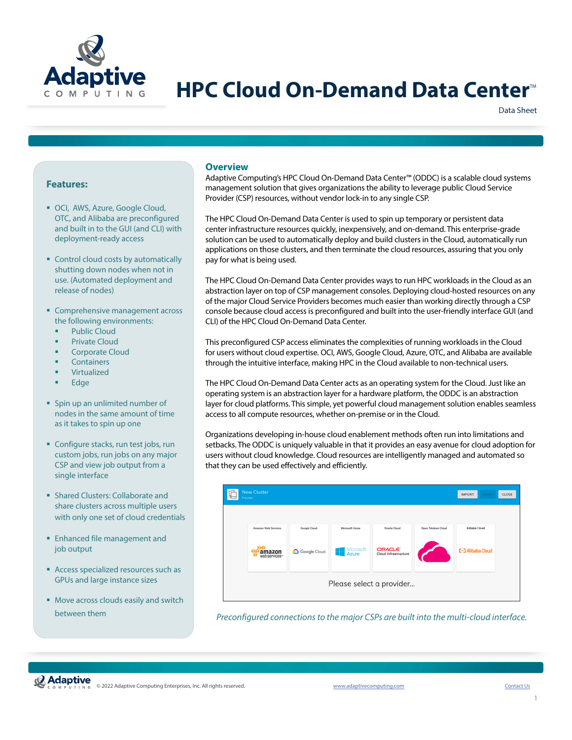# HPC Cloud On-Demand Data Center™

Data Sheet

## Overview

Adaptive Computing's HPC Cloud On-Demand Data Center™ (ODDC) is a scalable cloud systems management solution that gives organizations the ability to leverage public Cloud Service Provider (CSP) resources, without vendor lock-in to any single CSP.

The HPC Cloud On-Demand Data Center is used to spin up temporary or persistent data center infrastructure resources quickly, inexpensively, and on-demand. This enterprise-grade solution can be used to automatically deploy and build clusters in the Cloud, automatically run applications on those clusters, and then terminate the cloud resources, assuring that you only pay for what is being used.

The HPC Cloud On-Demand Data Center provides ways to run HPC workloads in the Cloud as an abstraction layer on top of CSP management consoles. Deploying cloud-hosted resources on any of the major Cloud Service Providers becomes much easier than working directly through a CSP console because cloud access is preconfigured and built into the user-friendly interface GUI (and CLI) of the HPC Cloud On-Demand Data Center.

This preconfigured CSP access eliminates the complexities of running workloads in the Cloud for users without cloud expertise. OCI, AWS, Google Cloud, Azure, OTC, and Alibaba are available through the intuitive interface, making HPC in the Cloud available to non-technical users.

The HPC Cloud On-Demand Data Center acts as an operating system for the Cloud. Just like an operating system is an abstraction layer for a hardware platform, the ODDC is an abstraction layer for cloud platforms. This simple, yet powerful cloud management solution enables seamless access to all compute resources, whether on-premise or in the Cloud.

Organizations developing in-house cloud enablement methods often run into limitations and setbacks. The ODDC is uniquely valuable in that it provides an easy avenue for cloud adoption for users without cloud knowledge. Cloud resources are intelligently managed and automated so that they can be used effectively and efficiently.

*Preconfigured connections to the major CSPs are built into the multi-cloud interface.*

### Features:

- OCI, AWS, Azure, Google Cloud, OTC, and Alibaba are preconfigured and built in to the GUI (and CLI) with deployment-ready access
- Control cloud costs by automatically shutting down nodes when not in use. (Automated deployment and release of nodes)
- Comprehensive management across the following environments:
  - Public Cloud
  - Private Cloud
  - Corporate Cloud
  - Containers
  - Virtualized
  - Edge
- Spin up an unlimited number of nodes in the same amount of time as it takes to spin up one
- Configure stacks, run test jobs, run custom jobs, run jobs on any major CSP and view job output from a single interface
- Shared Clusters: Collaborate and share clusters across multiple users with only one set of cloud credentials
- Enhanced file management and job output
- Access specialized resources such as GPUs and large instance sizes
- Move across clouds easily and switch between them

© 2022 Adaptive Computing Enterprises, Inc. All rights reserved. www.adaptivecomputing.com Contact Us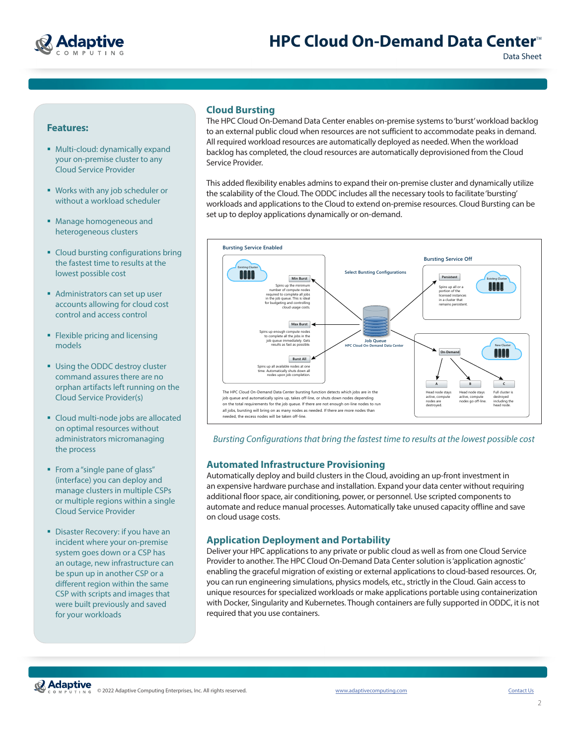## Features:

- Multi-cloud: dynamically expand your on-premise cluster to any Cloud Service Provider
- Works with any job scheduler or without a workload scheduler
- Manage homogeneous and heterogeneous clusters
- Cloud bursting configurations bring the fastest time to results at the lowest possible cost
- Administrators can set up user accounts allowing for cloud cost control and access control
- Flexible pricing and licensing models
- Using the ODDC destroy cluster command assures there are no orphan artifacts left running on the Cloud Service Provider(s)
- Cloud multi-node jobs are allocated on optimal resources without administrators micromanaging the process
- From a "single pane of glass" (interface) you can deploy and manage clusters in multiple CSPs or multiple regions within a single Cloud Service Provider
- Disaster Recovery: if you have an incident where your on-premise system goes down or a CSP has an outage, new infrastructure can be spun up in another CSP or a different region within the same CSP with scripts and images that were built previously and saved for your workloads

## Cloud Bursting

The HPC Cloud On-Demand Data Center enables on-premise systems to 'burst' workload backlog to an external public cloud when resources are not sufficient to accommodate peaks in demand. All required workload resources are automatically deployed as needed. When the workload backlog has completed, the cloud resources are automatically deprovisioned from the Cloud Service Provider.

This added flexibility enables admins to expand their on-premise cluster and dynamically utilize the scalability of the Cloud. The ODDC includes all the necessary tools to facilitate 'bursting' workloads and applications to the Cloud to extend on-premise resources. Cloud Bursting can be set up to deploy applications dynamically or on-demand.

Bursting Service Enabled

Existing Cluster

Min Burst — Spins up the minimum number of compute nodes required to complete all jobs in the job queue. This is ideal for budgeting and controlling cloud usage costs.

Max Burst — Spins up enough compute nodes to complete all the jobs in the job queue immediately. Gets results as fast as possible.

Burst All — Spins up all available nodes at one time. Automatically shuts down all nodes upon job completion.

Select Bursting Configurations

Job Queue — HPC Cloud On-Demand Data Center

Bursting Service Off

Persistent — Spins up all or a portion of the licensed instances in a cluster that remains persistent.

Existing Cluster

On-Demand

New Cluster

A — Head node stays active, compute nodes are destroyed.

B — Head node stays active, compute nodes go off-line.

C — Full cluster is destroyed including the head node.

The HPC Cloud On-Demand Data Center bursting function detects which jobs are in the job queue and automatically spins up, takes off-line, or shuts down nodes depending on the total requirements for the job queue. If there are not enough on-line nodes to run all jobs, bursting will bring on as many nodes as needed. If there are more nodes than needed, the excess nodes will be taken off-line.

*Bursting Configurations that bring the fastest time to results at the lowest possible cost*

## Automated Infrastructure Provisioning

Automatically deploy and build clusters in the Cloud, avoiding an up-front investment in an expensive hardware purchase and installation. Expand your data center without requiring additional floor space, air conditioning, power, or personnel. Use scripted components to automate and reduce manual processes. Automatically take unused capacity offline and save on cloud usage costs.

## Application Deployment and Portability

Deliver your HPC applications to any private or public cloud as well as from one Cloud Service Provider to another. The HPC Cloud On-Demand Data Center solution is 'application agnostic' enabling the graceful migration of existing or external applications to cloud-based resources. Or, you can run engineering simulations, physics models, etc., strictly in the Cloud. Gain access to unique resources for specialized workloads or make applications portable using containerization with Docker, Singularity and Kubernetes. Though containers are fully supported in ODDC, it is not required that you use containers.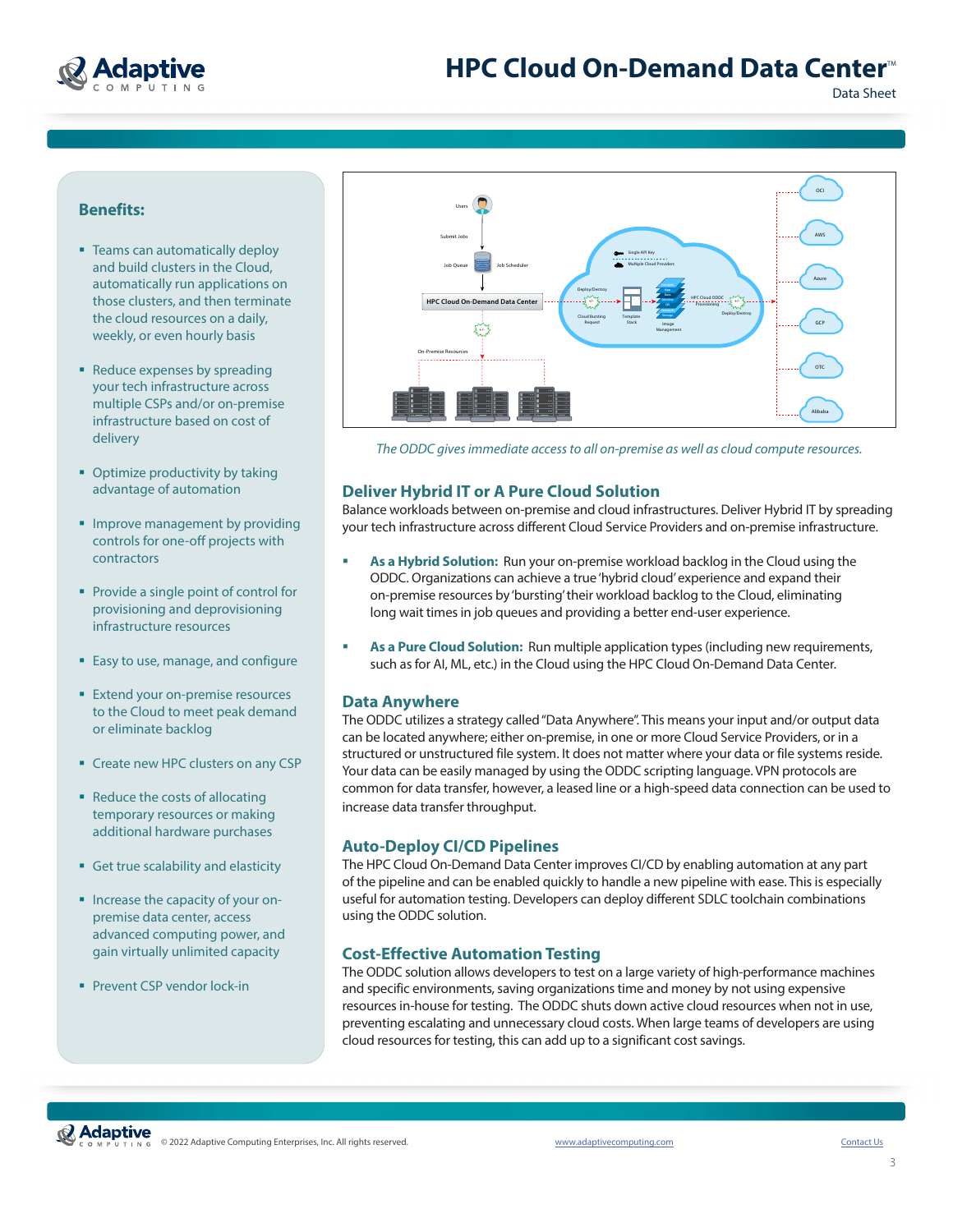## Benefits:

- Teams can automatically deploy and build clusters in the Cloud, automatically run applications on those clusters, and then terminate the cloud resources on a daily, weekly, or even hourly basis
- Reduce expenses by spreading your tech infrastructure across multiple CSPs and/or on-premise infrastructure based on cost of delivery
- Optimize productivity by taking advantage of automation
- Improve management by providing controls for one-off projects with contractors
- Provide a single point of control for provisioning and deprovisioning infrastructure resources
- Easy to use, manage, and configure
- Extend your on-premise resources to the Cloud to meet peak demand or eliminate backlog
- Create new HPC clusters on any CSP
- Reduce the costs of allocating temporary resources or making additional hardware purchases
- Get true scalability and elasticity
- Increase the capacity of your on-premise data center, access advanced computing power, and gain virtually unlimited capacity
- Prevent CSP vendor lock-in

*The ODDC gives immediate access to all on-premise as well as cloud compute resources.*

## Deliver Hybrid IT or A Pure Cloud Solution

Balance workloads between on-premise and cloud infrastructures. Deliver Hybrid IT by spreading your tech infrastructure across different Cloud Service Providers and on-premise infrastructure.

- **As a Hybrid Solution:** Run your on-premise workload backlog in the Cloud using the ODDC. Organizations can achieve a true 'hybrid cloud' experience and expand their on-premise resources by 'bursting' their workload backlog to the Cloud, eliminating long wait times in job queues and providing a better end-user experience.
- **As a Pure Cloud Solution:** Run multiple application types (including new requirements, such as for AI, ML, etc.) in the Cloud using the HPC Cloud On-Demand Data Center.

## Data Anywhere

The ODDC utilizes a strategy called "Data Anywhere". This means your input and/or output data can be located anywhere; either on-premise, in one or more Cloud Service Providers, or in a structured or unstructured file system. It does not matter where your data or file systems reside. Your data can be easily managed by using the ODDC scripting language. VPN protocols are common for data transfer, however, a leased line or a high-speed data connection can be used to increase data transfer throughput.

## Auto-Deploy CI/CD Pipelines

The HPC Cloud On-Demand Data Center improves CI/CD by enabling automation at any part of the pipeline and can be enabled quickly to handle a new pipeline with ease. This is especially useful for automation testing. Developers can deploy different SDLC toolchain combinations using the ODDC solution.

## Cost-Effective Automation Testing

The ODDC solution allows developers to test on a large variety of high-performance machines and specific environments, saving organizations time and money by not using expensive resources in-house for testing. The ODDC shuts down active cloud resources when not in use, preventing escalating and unnecessary cloud costs. When large teams of developers are using cloud resources for testing, this can add up to a significant cost savings.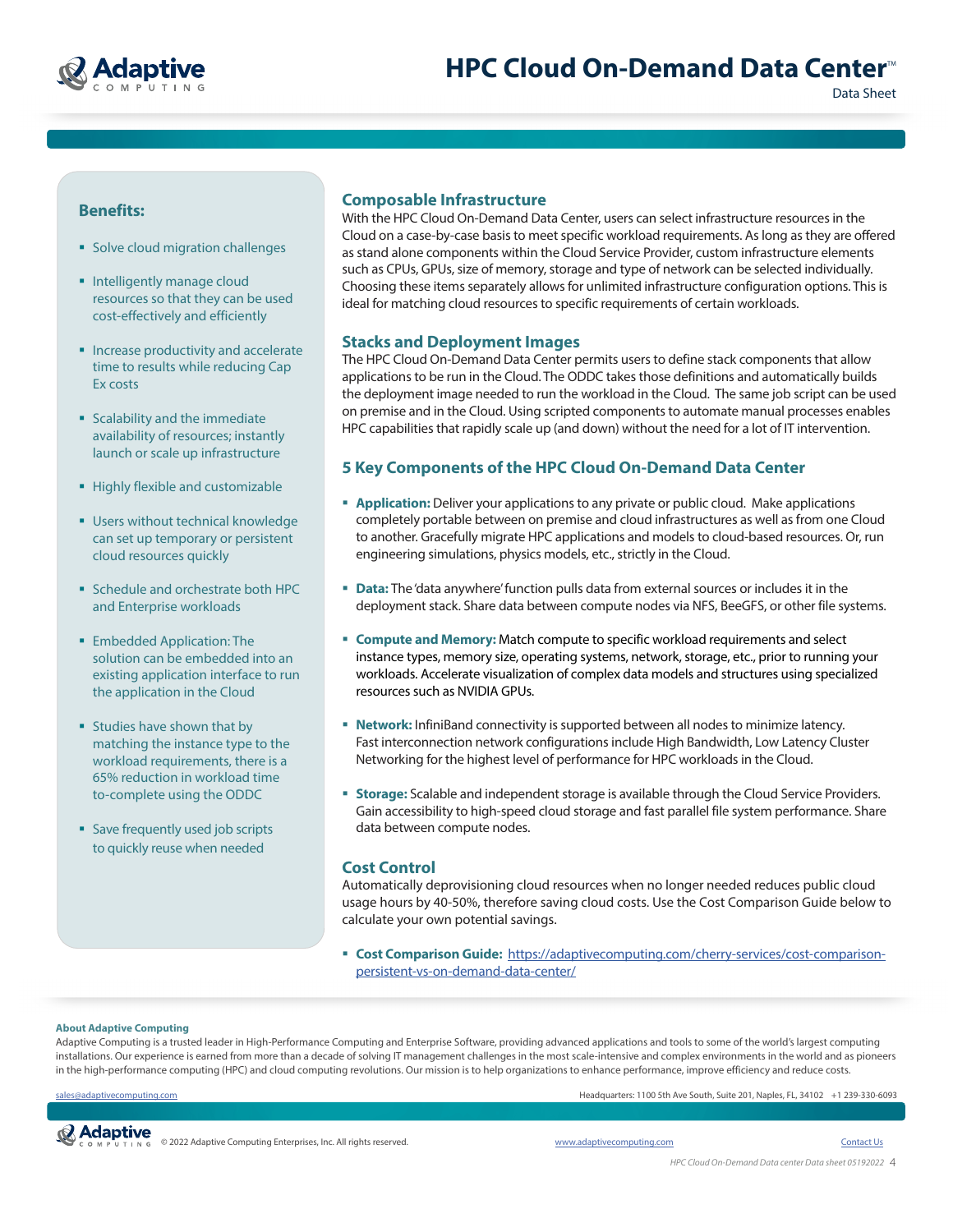# HPC Cloud On-Demand Data Center™

Data Sheet

## Benefits:

- Solve cloud migration challenges
- Intelligently manage cloud resources so that they can be used cost-effectively and efficiently
- Increase productivity and accelerate time to results while reducing Cap Ex costs
- Scalability and the immediate availability of resources; instantly launch or scale up infrastructure
- Highly flexible and customizable
- Users without technical knowledge can set up temporary or persistent cloud resources quickly
- Schedule and orchestrate both HPC and Enterprise workloads
- Embedded Application: The solution can be embedded into an existing application interface to run the application in the Cloud
- Studies have shown that by matching the instance type to the workload requirements, there is a 65% reduction in workload time to-complete using the ODDC
- Save frequently used job scripts to quickly reuse when needed

## Composable Infrastructure

With the HPC Cloud On-Demand Data Center, users can select infrastructure resources in the Cloud on a case-by-case basis to meet specific workload requirements. As long as they are offered as stand alone components within the Cloud Service Provider, custom infrastructure elements such as CPUs, GPUs, size of memory, storage and type of network can be selected individually. Choosing these items separately allows for unlimited infrastructure configuration options. This is ideal for matching cloud resources to specific requirements of certain workloads.

## Stacks and Deployment Images

The HPC Cloud On-Demand Data Center permits users to define stack components that allow applications to be run in the Cloud. The ODDC takes those definitions and automatically builds the deployment image needed to run the workload in the Cloud. The same job script can be used on premise and in the Cloud. Using scripted components to automate manual processes enables HPC capabilities that rapidly scale up (and down) without the need for a lot of IT intervention.

## 5 Key Components of the HPC Cloud On-Demand Data Center

- **Application:** Deliver your applications to any private or public cloud. Make applications completely portable between on premise and cloud infrastructures as well as from one Cloud to another. Gracefully migrate HPC applications and models to cloud-based resources. Or, run engineering simulations, physics models, etc., strictly in the Cloud.
- **Data:** The 'data anywhere' function pulls data from external sources or includes it in the deployment stack. Share data between compute nodes via NFS, BeeGFS, or other file systems.
- **Compute and Memory:** Match compute to specific workload requirements and select instance types, memory size, operating systems, network, storage, etc., prior to running your workloads. Accelerate visualization of complex data models and structures using specialized resources such as NVIDIA GPUs.
- **Network:** InfiniBand connectivity is supported between all nodes to minimize latency. Fast interconnection network configurations include High Bandwidth, Low Latency Cluster Networking for the highest level of performance for HPC workloads in the Cloud.
- **Storage:** Scalable and independent storage is available through the Cloud Service Providers. Gain accessibility to high-speed cloud storage and fast parallel file system performance. Share data between compute nodes.

## Cost Control

Automatically deprovisioning cloud resources when no longer needed reduces public cloud usage hours by 40-50%, therefore saving cloud costs. Use the Cost Comparison Guide below to calculate your own potential savings.

- **Cost Comparison Guide:** https://adaptivecomputing.com/cherry-services/cost-comparison-persistent-vs-on-demand-data-center/

**About Adaptive Computing**

Adaptive Computing is a trusted leader in High-Performance Computing and Enterprise Software, providing advanced applications and tools to some of the world's largest computing installations. Our experience is earned from more than a decade of solving IT management challenges in the most scale-intensive and complex environments in the world and as pioneers in the high-performance computing (HPC) and cloud computing revolutions. Our mission is to help organizations to enhance performance, improve efficiency and reduce costs.

sales@adaptivecomputing.com

Headquarters: 1100 5th Ave South, Suite 201, Naples, FL, 34102 +1 239-330-6093

© 2022 Adaptive Computing Enterprises, Inc. All rights reserved.

www.adaptivecomputing.com

Contact Us

HPC Cloud On-Demand Data center Data sheet 05192022